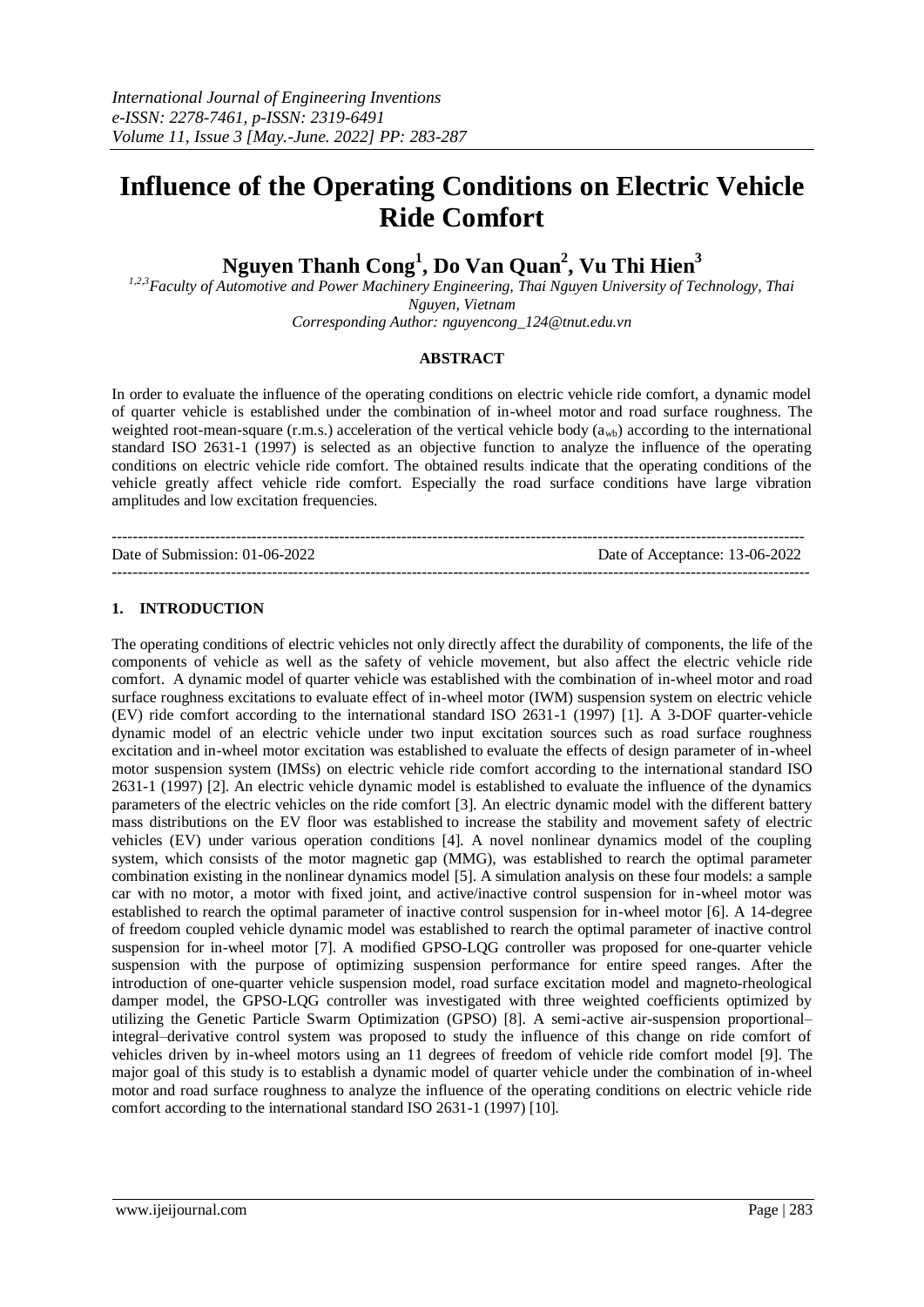# Influence of the Operating Conditions on Electric Vehicle Ride Comfort

**Nguyen Thanh Cong[1], Do Van Quan[2], Vu Thi Hien[3]**

*[1,2,3]Faculty of Automotive and Power Machinery Engineering, Thai Nguyen University of Technology, Thai Nguyen, Vietnam*

*Corresponding Author: nguyencong_124@tnut.edu.vn*

### ABSTRACT

In order to evaluate the influence of the operating conditions on electric vehicle ride comfort, a dynamic model of quarter vehicle is established under the combination of in-wheel motor and road surface roughness. The weighted root-mean-square (r.m.s.) acceleration of the vertical vehicle body ($a_{wb}$) according to the international standard ISO 2631-1 (1997) is selected as an objective function to analyze the influence of the operating conditions on electric vehicle ride comfort. The obtained results indicate that the operating conditions of the vehicle greatly affect vehicle ride comfort. Especially the road surface conditions have large vibration amplitudes and low excitation frequencies.

---

Date of Submission: 01-06-2022 Date of Acceptance: 13-06-2022

---

## 1. INTRODUCTION

The operating conditions of electric vehicles not only directly affect the durability of components, the life of the components of vehicle as well as the safety of vehicle movement, but also affect the electric vehicle ride comfort. A dynamic model of quarter vehicle was established with the combination of in-wheel motor and road surface roughness excitations to evaluate effect of in-wheel motor (IWM) suspension system on electric vehicle (EV) ride comfort according to the international standard ISO 2631-1 (1997) [1]. A 3-DOF quarter-vehicle dynamic model of an electric vehicle under two input excitation sources such as road surface roughness excitation and in-wheel motor excitation was established to evaluate the effects of design parameter of in-wheel motor suspension system (IMSs) on electric vehicle ride comfort according to the international standard ISO 2631-1 (1997) [2]. An electric vehicle dynamic model is established to evaluate the influence of the dynamics parameters of the electric vehicles on the ride comfort [3]. An electric dynamic model with the different battery mass distributions on the EV floor was established to increase the stability and movement safety of electric vehicles (EV) under various operation conditions [4]. A novel nonlinear dynamics model of the coupling system, which consists of the motor magnetic gap (MMG), was established to rearch the optimal parameter combination existing in the nonlinear dynamics model [5]. A simulation analysis on these four models: a sample car with no motor, a motor with fixed joint, and active/inactive control suspension for in-wheel motor was established to rearch the optimal parameter of inactive control suspension for in-wheel motor [6]. A 14-degree of freedom coupled vehicle dynamic model was established to rearch the optimal parameter of inactive control suspension for in-wheel motor [7]. A modified GPSO-LQG controller was proposed for one-quarter vehicle suspension with the purpose of optimizing suspension performance for entire speed ranges. After the introduction of one-quarter vehicle suspension model, road surface excitation model and magneto-rheological damper model, the GPSO-LQG controller was investigated with three weighted coefficients optimized by utilizing the Genetic Particle Swarm Optimization (GPSO) [8]. A semi-active air-suspension proportional–integral–derivative control system was proposed to study the influence of this change on ride comfort of vehicles driven by in-wheel motors using an 11 degrees of freedom of vehicle ride comfort model [9]. The major goal of this study is to establish a dynamic model of quarter vehicle under the combination of in-wheel motor and road surface roughness to analyze the influence of the operating conditions on electric vehicle ride comfort according to the international standard ISO 2631-1 (1997) [10].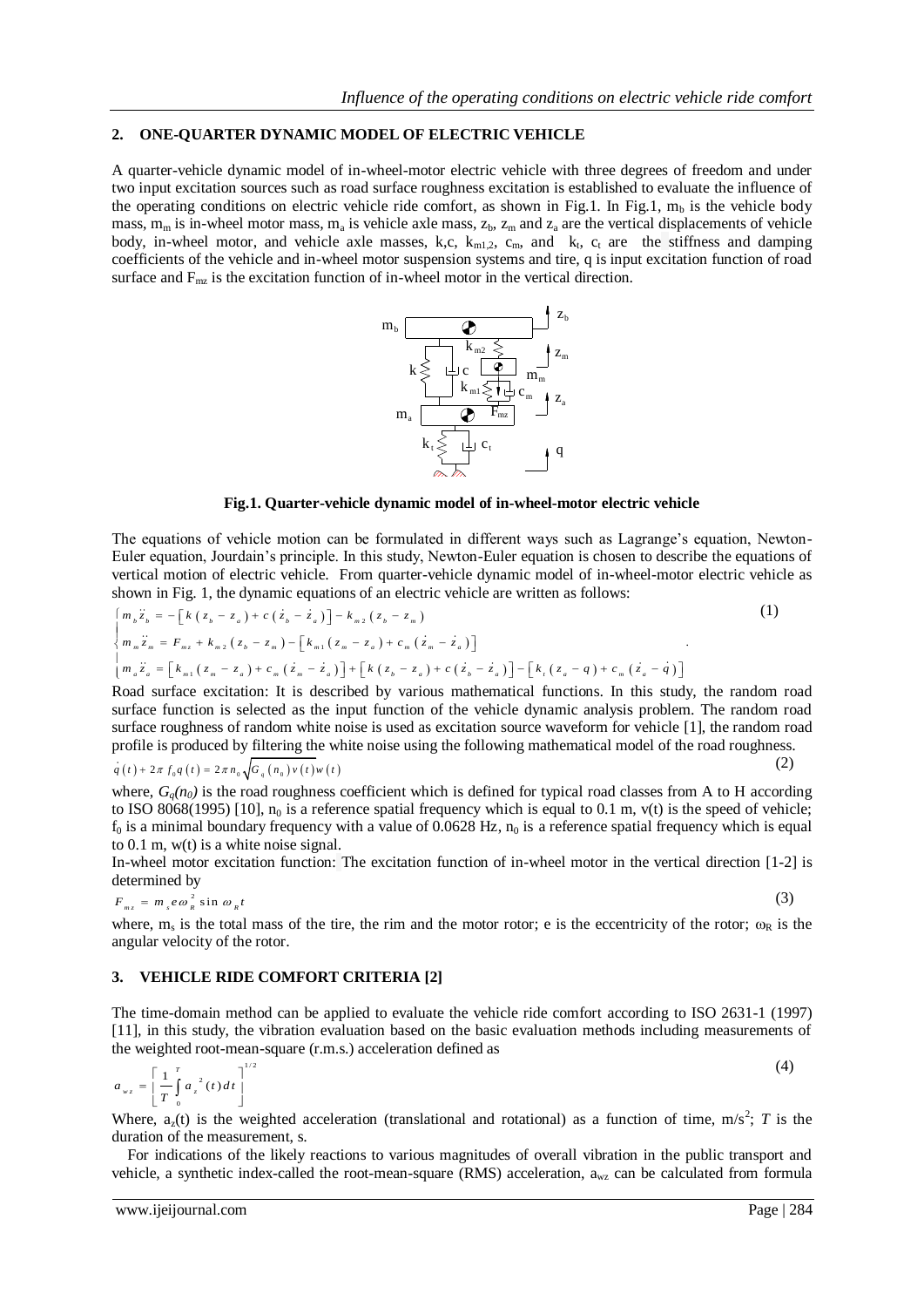## 2. ONE-QUARTER DYNAMIC MODEL OF ELECTRIC VEHICLE

A quarter-vehicle dynamic model of in-wheel-motor electric vehicle with three degrees of freedom and under two input excitation sources such as road surface roughness excitation is established to evaluate the influence of the operating conditions on electric vehicle ride comfort, as shown in Fig.1. In Fig.1, $m_b$ is the vehicle body mass, $m_m$ is in-wheel motor mass, $m_a$ is vehicle axle mass, $z_b$, $z_m$ and $z_a$ are the vertical displacements of vehicle body, in-wheel motor, and vehicle axle masses, k,c, $k_{m1,2}$, $c_m$, and $k_t$, $c_t$ are the stiffness and damping coefficients of the vehicle and in-wheel motor suspension systems and tire, q is input excitation function of road surface and $F_{mz}$ is the excitation function of in-wheel motor in the vertical direction.

**Fig.1. Quarter-vehicle dynamic model of in-wheel-motor electric vehicle**

The equations of vehicle motion can be formulated in different ways such as Lagrange's equation, Newton-Euler equation, Jourdain's principle. In this study, Newton-Euler equation is chosen to describe the equations of vertical motion of electric vehicle. From quarter-vehicle dynamic model of in-wheel-motor electric vehicle as shown in Fig. 1, the dynamic equations of an electric vehicle are written as follows:

$$\begin{cases} m_b \ddot{z}_b = -\left[ k\left(z_b - z_a\right) + c\left(\dot{z}_b - \dot{z}_a\right) \right] - k_{m2}\left(z_b - z_m\right) \\ m_m \ddot{z}_m = F_{mz} + k_{m2}\left(z_b - z_m\right) - \left[ k_{m1}\left(z_m - z_a\right) + c_m\left(\dot{z}_m - \dot{z}_a\right) \right] \\ m_a \ddot{z}_a = \left[ k_{m1}\left(z_m - z_a\right) + c_m\left(\dot{z}_m - \dot{z}_a\right) \right] + \left[ k\left(z_b - z_a\right) + c\left(\dot{z}_b - \dot{z}_a\right) \right] - \left[ k_t\left(z_a - q\right) + c_m\left(\dot{z}_a - \dot{q}\right) \right] \end{cases} \quad (1)$$

Road surface excitation: It is described by various mathematical functions. In this study, the random road surface function is selected as the input function of the vehicle dynamic analysis problem. The random road surface roughness of random white noise is used as excitation source waveform for vehicle [1], the random road profile is produced by filtering the white noise using the following mathematical model of the road roughness.

$$\dot{q}(t) + 2\pi f_0 q(t) = 2\pi n_0 \sqrt{G_q(n_0) v(t)} w(t) \quad (2)$$

where, $G_q(n_0)$ is the road roughness coefficient which is defined for typical road classes from A to H according to ISO 8068(1995) [10], $n_0$ is a reference spatial frequency which is equal to 0.1 m, v(t) is the speed of vehicle; $f_0$ is a minimal boundary frequency with a value of 0.0628 Hz, $n_0$ is a reference spatial frequency which is equal to 0.1 m, w(t) is a white noise signal.

In-wheel motor excitation function: The excitation function of in-wheel motor in the vertical direction [1-2] is determined by

$$F_{mz} = m_s e \omega_R^2 \sin \omega_R t \quad (3)$$

where, $m_s$ is the total mass of the tire, the rim and the motor rotor; e is the eccentricity of the rotor; $\omega_R$ is the angular velocity of the rotor.

## 3. VEHICLE RIDE COMFORT CRITERIA [2]

The time-domain method can be applied to evaluate the vehicle ride comfort according to ISO 2631-1 (1997) [11], in this study, the vibration evaluation based on the basic evaluation methods including measurements of the weighted root-mean-square (r.m.s.) acceleration defined as

$$a_{wz} = \left[ \frac{1}{T} \int_0^T a_z^2(t) dt \right]^{1/2} \quad (4)$$

Where, $a_z(t)$ is the weighted acceleration (translational and rotational) as a function of time, $m/s^2$; *T* is the duration of the measurement, s.

For indications of the likely reactions to various magnitudes of overall vibration in the public transport and vehicle, a synthetic index-called the root-mean-square (RMS) acceleration, $a_{wz}$ can be calculated from formula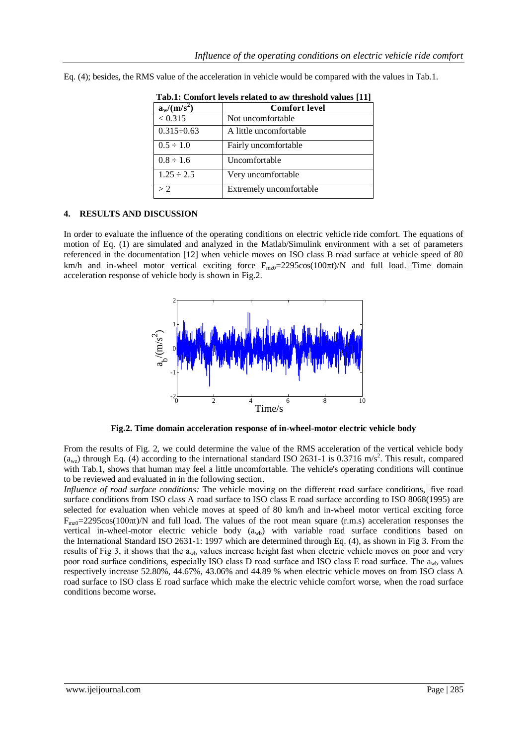Eq. (4); besides, the RMS value of the acceleration in vehicle would be compared with the values in Tab.1.

**Tab.1: Comfort levels related to aw threshold values [11]**

| $a_w/(m/s^2)$ | Comfort level |
|---|---|
| < 0.315 | Not uncomfortable |
| 0.315÷0.63 | A little uncomfortable |
| 0.5 ÷ 1.0 | Fairly uncomfortable |
| 0.8 ÷ 1.6 | Uncomfortable |
| 1.25 ÷ 2.5 | Very uncomfortable |
| > 2 | Extremely uncomfortable |

## 4. RESULTS AND DISCUSSION

In order to evaluate the influence of the operating conditions on electric vehicle ride comfort. The equations of motion of Eq. (1) are simulated and analyzed in the Matlab/Simulink environment with a set of parameters referenced in the documentation [12] when vehicle moves on ISO class B road surface at vehicle speed of 80 km/h and in-wheel motor vertical exciting force $F_{mz0}=2295\cos(100\pi t)$/N and full load. Time domain acceleration response of vehicle body is shown in Fig.2.

**Fig.2. Time domain acceleration response of in-wheel-motor electric vehicle body**

From the results of Fig. 2, we could determine the value of the RMS acceleration of the vertical vehicle body ($a_{wz}$) through Eq. (4) according to the international standard ISO 2631-1 is 0.3716 m/s$^2$. This result, compared with Tab.1, shows that human may feel a little uncomfortable. The vehicle's operating conditions will continue to be reviewed and evaluated in in the following section.

*Influence of road surface conditions:* The vehicle moving on the different road surface conditions, five road surface conditions from ISO class A road surface to ISO class E road surface according to ISO 8068(1995) are selected for evaluation when vehicle moves at speed of 80 km/h and in-wheel motor vertical exciting force $F_{mz0}=2295\cos(100\pi t)$/N and full load. The values of the root mean square (r.m.s) acceleration responses the vertical in-wheel-motor electric vehicle body ($a_{wb}$) with variable road surface conditions based on the International Standard ISO 2631-1: 1997 which are determined through Eq. (4), as shown in Fig 3. From the results of Fig 3, it shows that the $a_{wb}$ values increase height fast when electric vehicle moves on poor and very poor road surface conditions, especially ISO class D road surface and ISO class E road surface. The $a_{wb}$ values respectively increase 52.80%, 44.67%, 43.06% and 44.89 % when electric vehicle moves on from ISO class A road surface to ISO class E road surface which make the electric vehicle comfort worse, when the road surface conditions become worse**.**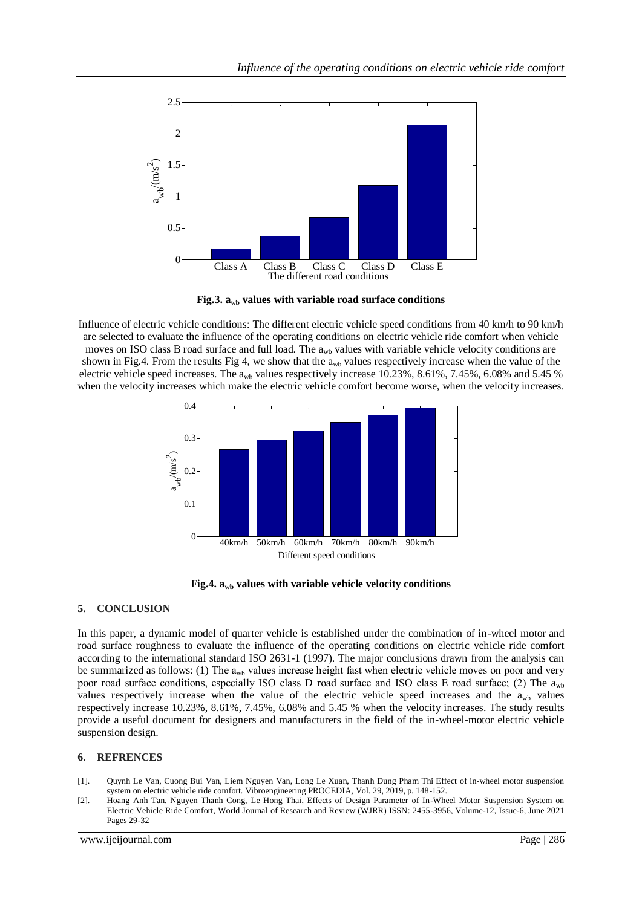Fig.3. $a_{wb}$ values with variable road surface conditions

Influence of electric vehicle conditions: The different electric vehicle speed conditions from 40 km/h to 90 km/h are selected to evaluate the influence of the operating conditions on electric vehicle ride comfort when vehicle moves on ISO class B road surface and full load. The $a_{wb}$ values with variable vehicle velocity conditions are shown in Fig.4. From the results Fig 4, we show that the $a_{wb}$ values respectively increase when the value of the electric vehicle speed increases. The $a_{wb}$ values respectively increase 10.23%, 8.61%, 7.45%, 6.08% and 5.45 % when the velocity increases which make the electric vehicle comfort become worse, when the velocity increases.

Fig.4. $a_{wb}$ values with variable vehicle velocity conditions

## 5. CONCLUSION

In this paper, a dynamic model of quarter vehicle is established under the combination of in-wheel motor and road surface roughness to evaluate the influence of the operating conditions on electric vehicle ride comfort according to the international standard ISO 2631-1 (1997). The major conclusions drawn from the analysis can be summarized as follows: (1) The $a_{wb}$ values increase height fast when electric vehicle moves on poor and very poor road surface conditions, especially ISO class D road surface and ISO class E road surface; (2) The $a_{wb}$ values respectively increase when the value of the electric vehicle speed increases and the $a_{wb}$ values respectively increase 10.23%, 8.61%, 7.45%, 6.08% and 5.45 % when the velocity increases. The study results provide a useful document for designers and manufacturers in the field of the in-wheel-motor electric vehicle suspension design.

## 6. REFRENCES

[1]. Quynh Le Van, Cuong Bui Van, Liem Nguyen Van, Long Le Xuan, Thanh Dung Pham Thi Effect of in-wheel motor suspension system on electric vehicle ride comfort. Vibroengineering PROCEDIA, Vol. 29, 2019, p. 148-152.

[2]. Hoang Anh Tan, Nguyen Thanh Cong, Le Hong Thai, Effects of Design Parameter of In-Wheel Motor Suspension System on Electric Vehicle Ride Comfort, World Journal of Research and Review (WJRR) ISSN: 2455-3956, Volume-12, Issue-6, June 2021 Pages 29-32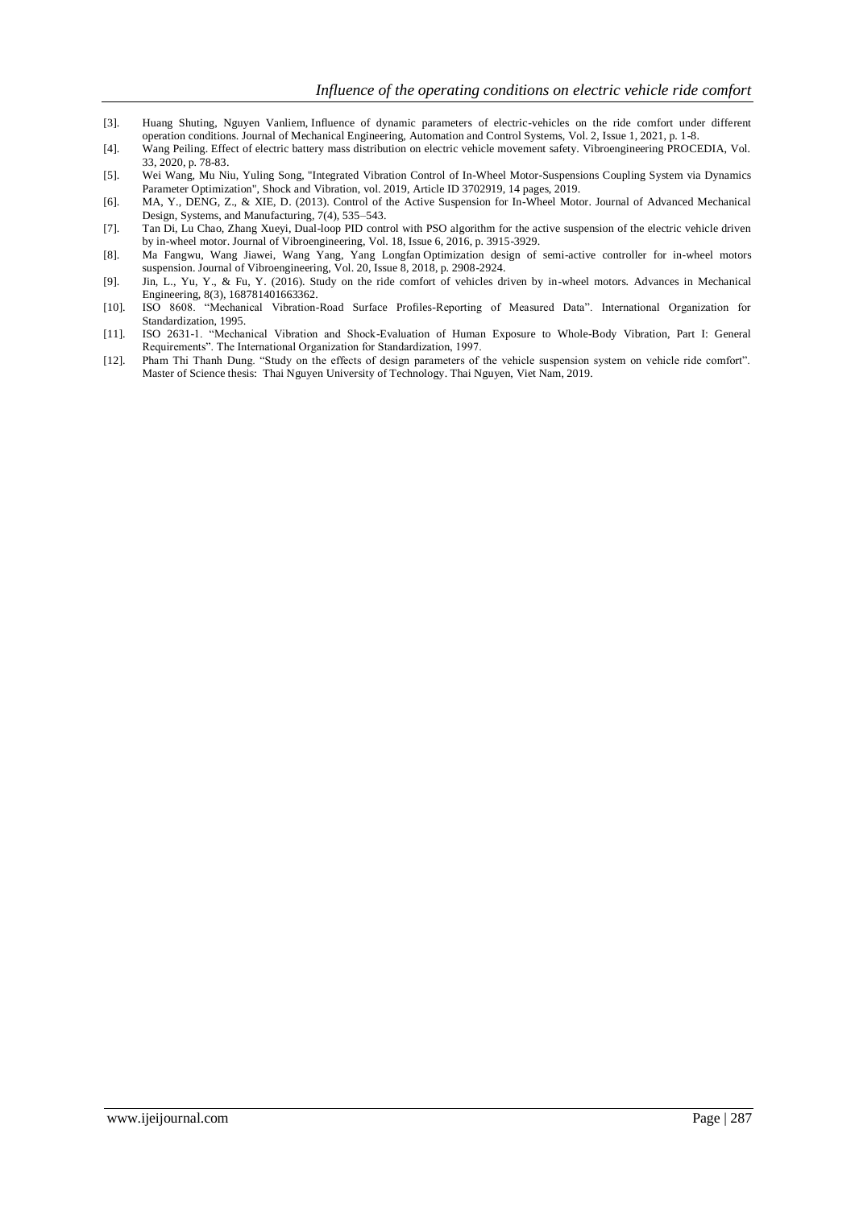[3]. Huang Shuting, Nguyen Vanliem, Influence of dynamic parameters of electric-vehicles on the ride comfort under different operation conditions. Journal of Mechanical Engineering, Automation and Control Systems, Vol. 2, Issue 1, 2021, p. 1-8.

[4]. Wang Peiling. Effect of electric battery mass distribution on electric vehicle movement safety. Vibroengineering PROCEDIA, Vol. 33, 2020, p. 78-83.

[5]. Wei Wang, Mu Niu, Yuling Song, "Integrated Vibration Control of In-Wheel Motor-Suspensions Coupling System via Dynamics Parameter Optimization", Shock and Vibration, vol. 2019, Article ID 3702919, 14 pages, 2019.

[6]. MA, Y., DENG, Z., & XIE, D. (2013). Control of the Active Suspension for In-Wheel Motor. Journal of Advanced Mechanical Design, Systems, and Manufacturing, 7(4), 535–543.

[7]. Tan Di, Lu Chao, Zhang Xueyi, Dual-loop PID control with PSO algorithm for the active suspension of the electric vehicle driven by in-wheel motor. Journal of Vibroengineering, Vol. 18, Issue 6, 2016, p. 3915-3929.

[8]. Ma Fangwu, Wang Jiawei, Wang Yang, Yang Longfan Optimization design of semi-active controller for in-wheel motors suspension. Journal of Vibroengineering, Vol. 20, Issue 8, 2018, p. 2908-2924.

[9]. Jin, L., Yu, Y., & Fu, Y. (2016). Study on the ride comfort of vehicles driven by in-wheel motors. Advances in Mechanical Engineering, 8(3), 168781401663362.

[10]. ISO 8608. "Mechanical Vibration-Road Surface Profiles-Reporting of Measured Data". International Organization for Standardization, 1995.

[11]. ISO 2631-1. "Mechanical Vibration and Shock-Evaluation of Human Exposure to Whole-Body Vibration, Part I: General Requirements". The International Organization for Standardization, 1997.

[12]. Pham Thi Thanh Dung. "Study on the effects of design parameters of the vehicle suspension system on vehicle ride comfort". Master of Science thesis: Thai Nguyen University of Technology. Thai Nguyen, Viet Nam, 2019.